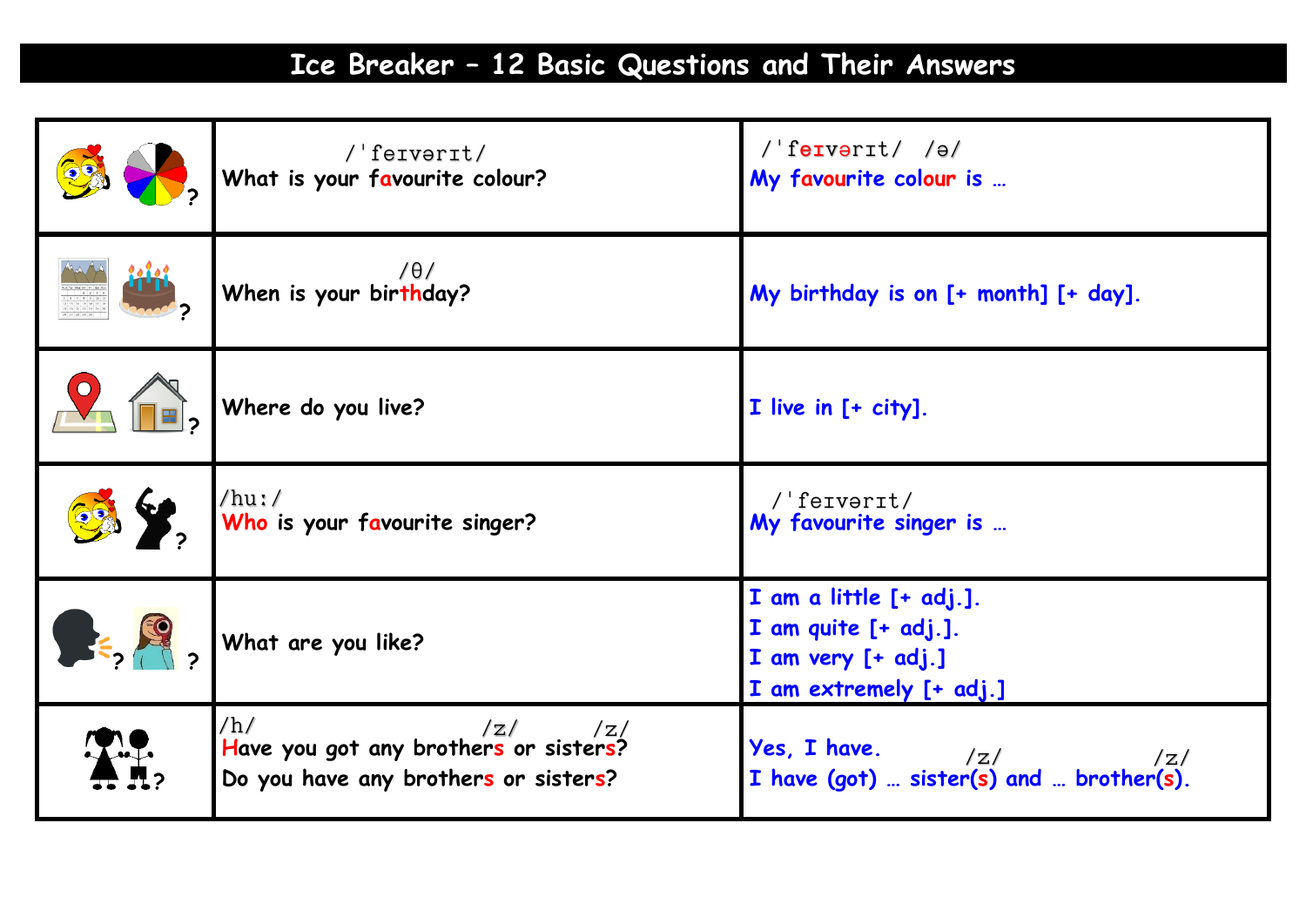# Ice Breaker – 12 Basic Questions and Their Answers

| | | |
|---|---|---|
| ? | /ˈfeɪvərɪt/<br>What is your favourite colour? | /ˈfeɪvərɪt/ /ə/<br>My favourite colour is … |
| ? | /θ/<br>When is your birthday? | My birthday is on [+ month] [+ day]. |
| ? | Where do you live? | I live in [+ city]. |
| ? | /huː/<br>Who is your favourite singer? | /ˈfeɪvərɪt/<br>My favourite singer is … |
| ? ? | What are you like? | I am a little [+ adj.].<br>I am quite [+ adj.].<br>I am very [+ adj.]<br>I am extremely [+ adj.] |
| ? | /h/ /z/ /z/<br>Have you got any brothers or sisters?<br>Do you have any brothers or sisters? | Yes, I have.<br>/z/ /z/<br>I have (got) … sister(s) and … brother(s). |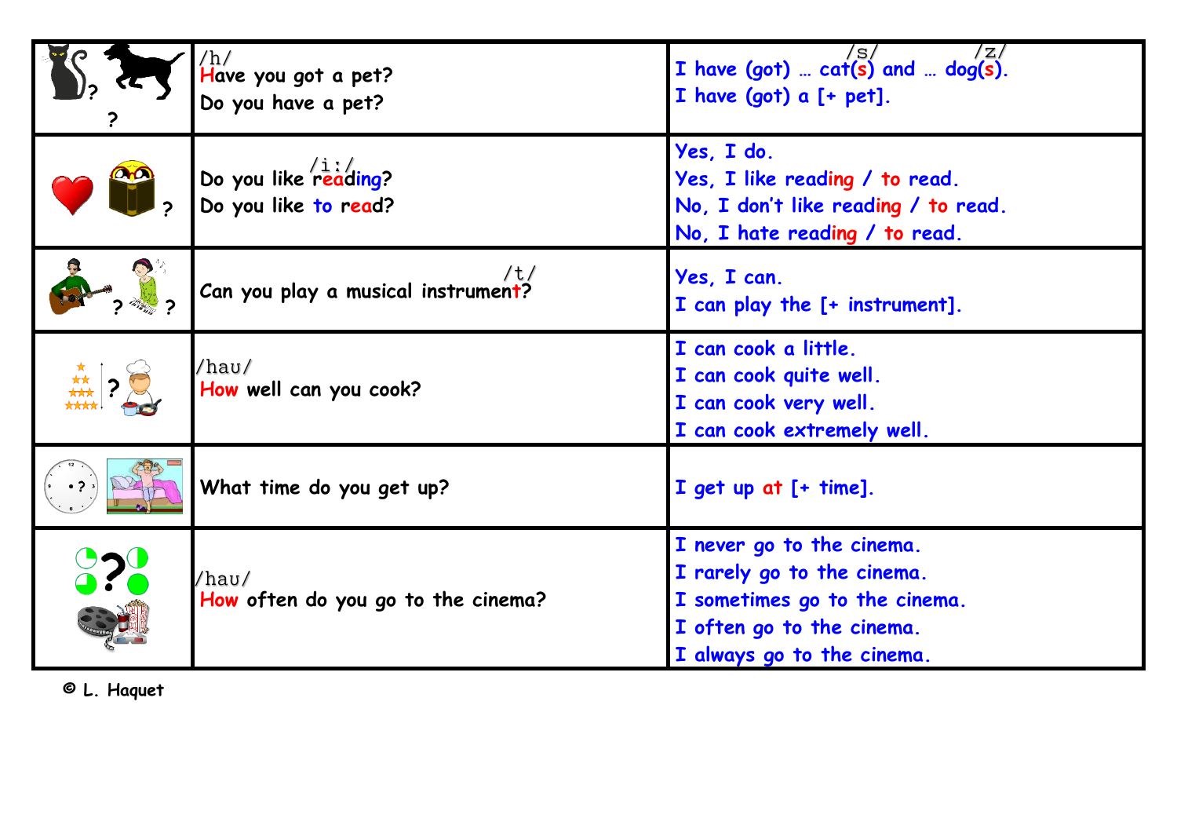| | | |
|---|---|---|
| ? ? | /h/<br>Have you got a pet?<br>Do you have a pet? | /s/ /z/<br>I have (got) … cat(s) and … dog(s).<br>I have (got) a [+ pet]. |
| ? | /iː/<br>Do you like reading?<br>Do you like to read? | Yes, I do.<br>Yes, I like reading / to read.<br>No, I don't like reading / to read.<br>No, I hate reading / to read. |
| ? ? | /t/<br>Can you play a musical instrument? | Yes, I can.<br>I can play the [+ instrument]. |
| ? | /haʊ/<br>How well can you cook? | I can cook a little.<br>I can cook quite well.<br>I can cook very well.<br>I can cook extremely well. |
| ? | What time do you get up? | I get up at [+ time]. |
| ? | /haʊ/<br>How often do you go to the cinema? | I never go to the cinema.<br>I rarely go to the cinema.<br>I sometimes go to the cinema.<br>I often go to the cinema.<br>I always go to the cinema. |

© L. Haquet